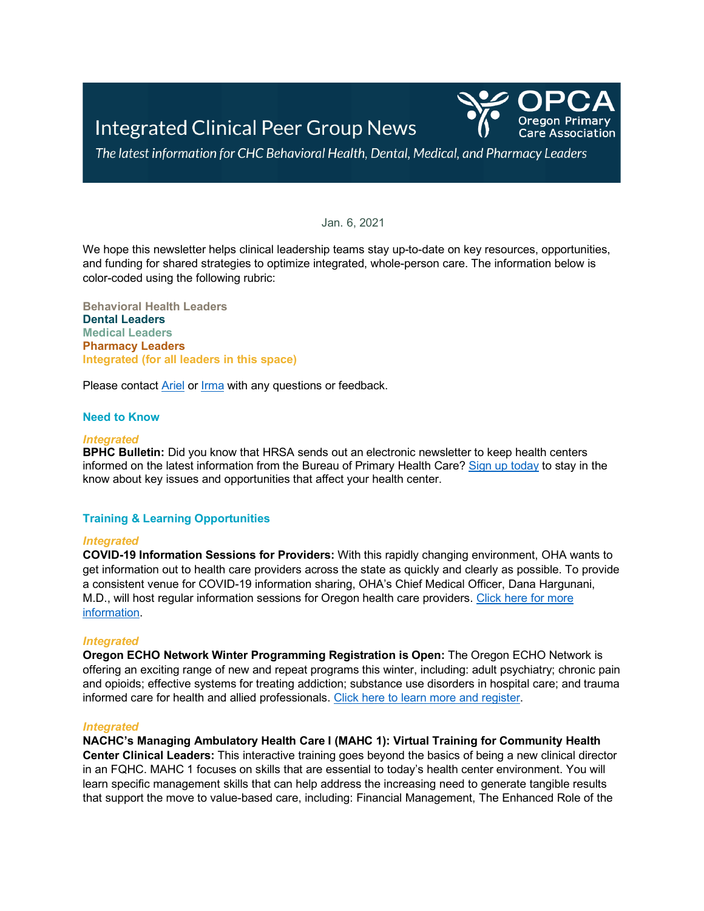# Integrated Clinical Peer Group News

OPCA Oregon Primary Care Association

*The latest information for CHC Behavioral Health, Dental, Medical, and Pharmacy Leaders*

Jan. 6, 2021

We hope this newsletter helps clinical leadership teams stay up-to-date on key resources, opportunities, and funding for shared strategies to optimize integrated, whole-person care. The information below is color-coded using the following rubric:

**Behavioral Health Leaders**
**Dental Leaders**
**Medical Leaders**
**Pharmacy Leaders**
**Integrated (for all leaders in this space)**

Please contact Ariel or Irma with any questions or feedback.

## Need to Know

***Integrated***

**BPHC Bulletin:** Did you know that HRSA sends out an electronic newsletter to keep health centers informed on the latest information from the Bureau of Primary Health Care? Sign up today to stay in the know about key issues and opportunities that affect your health center.

## Training & Learning Opportunities

***Integrated***

**COVID-19 Information Sessions for Providers:** With this rapidly changing environment, OHA wants to get information out to health care providers across the state as quickly and clearly as possible. To provide a consistent venue for COVID-19 information sharing, OHA's Chief Medical Officer, Dana Hargunani, M.D., will host regular information sessions for Oregon health care providers. Click here for more information.

***Integrated***

**Oregon ECHO Network Winter Programming Registration is Open:** The Oregon ECHO Network is offering an exciting range of new and repeat programs this winter, including: adult psychiatry; chronic pain and opioids; effective systems for treating addiction; substance use disorders in hospital care; and trauma informed care for health and allied professionals. Click here to learn more and register.

***Integrated***

**NACHC's Managing Ambulatory Health Care I (MAHC 1): Virtual Training for Community Health Center Clinical Leaders:** This interactive training goes beyond the basics of being a new clinical director in an FQHC. MAHC 1 focuses on skills that are essential to today's health center environment. You will learn specific management skills that can help address the increasing need to generate tangible results that support the move to value-based care, including: Financial Management, The Enhanced Role of the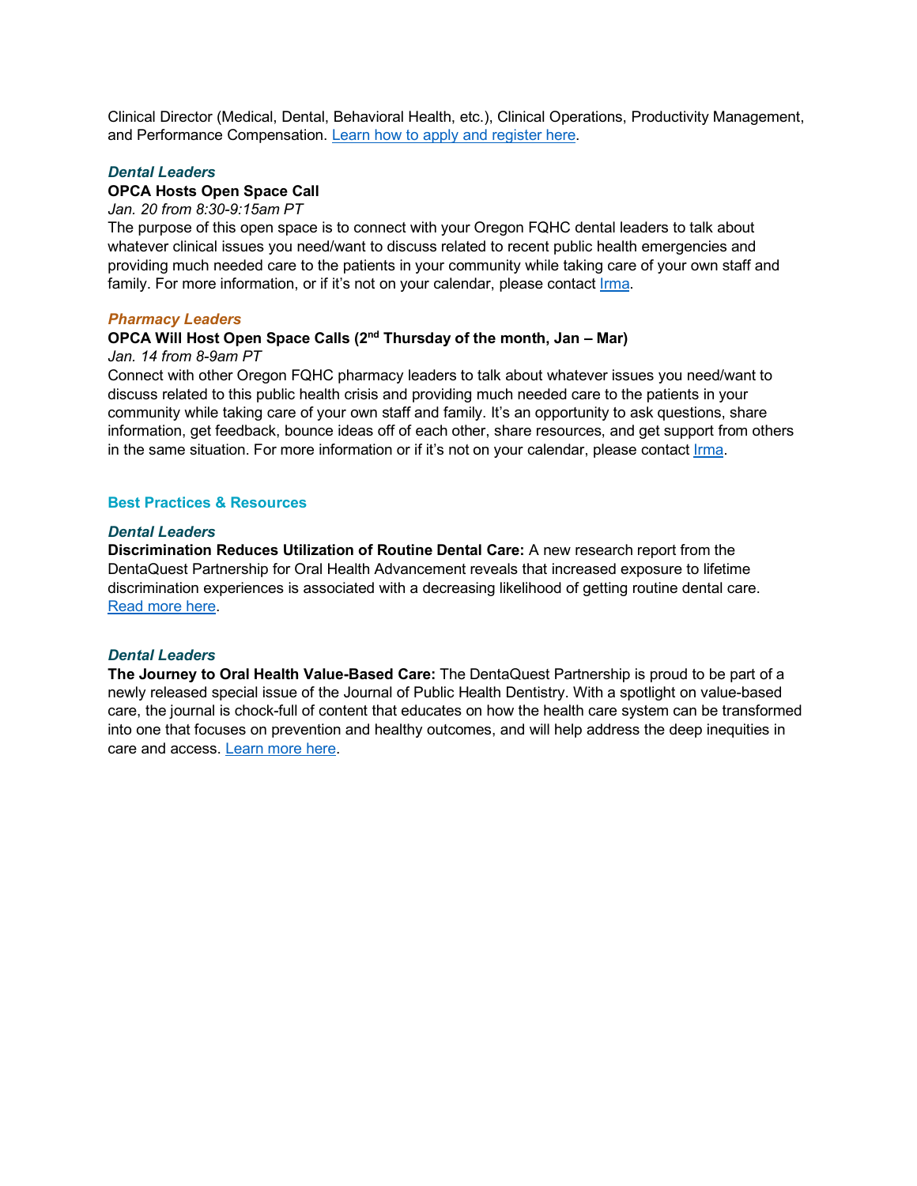Clinical Director (Medical, Dental, Behavioral Health, etc.), Clinical Operations, Productivity Management, and Performance Compensation. [Learn how to apply and register here](#).

***Dental Leaders***

**OPCA Hosts Open Space Call**

*Jan. 20 from 8:30-9:15am PT*

The purpose of this open space is to connect with your Oregon FQHC dental leaders to talk about whatever clinical issues you need/want to discuss related to recent public health emergencies and providing much needed care to the patients in your community while taking care of your own staff and family. For more information, or if it's not on your calendar, please contact [Irma](#).

***Pharmacy Leaders***

**OPCA Will Host Open Space Calls (2nd Thursday of the month, Jan – Mar)**

*Jan. 14 from 8-9am PT*

Connect with other Oregon FQHC pharmacy leaders to talk about whatever issues you need/want to discuss related to this public health crisis and providing much needed care to the patients in your community while taking care of your own staff and family. It's an opportunity to ask questions, share information, get feedback, bounce ideas off of each other, share resources, and get support from others in the same situation. For more information or if it's not on your calendar, please contact [Irma](#).

## Best Practices & Resources

***Dental Leaders***

**Discrimination Reduces Utilization of Routine Dental Care:** A new research report from the DentaQuest Partnership for Oral Health Advancement reveals that increased exposure to lifetime discrimination experiences is associated with a decreasing likelihood of getting routine dental care. [Read more here](#).

***Dental Leaders***

**The Journey to Oral Health Value-Based Care:** The DentaQuest Partnership is proud to be part of a newly released special issue of the Journal of Public Health Dentistry. With a spotlight on value-based care, the journal is chock-full of content that educates on how the health care system can be transformed into one that focuses on prevention and healthy outcomes, and will help address the deep inequities in care and access. [Learn more here](#).